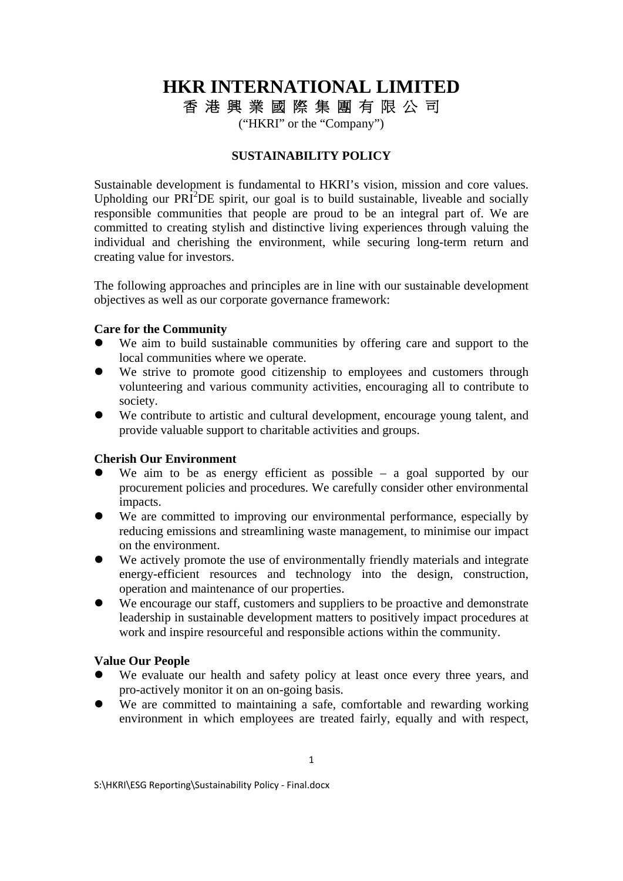# HKR INTERNATIONAL LIMITED

## 香 港 興 業 國 際 集 團 有 限 公 司

(“HKRI” or the “Company”)

### SUSTAINABILITY POLICY

Sustainable development is fundamental to HKRI’s vision, mission and core values. Upholding our PRI²DE spirit, our goal is to build sustainable, liveable and socially responsible communities that people are proud to be an integral part of. We are committed to creating stylish and distinctive living experiences through valuing the individual and cherishing the environment, while securing long-term return and creating value for investors.

The following approaches and principles are in line with our sustainable development objectives as well as our corporate governance framework:

**Care for the Community**

- We aim to build sustainable communities by offering care and support to the local communities where we operate.
- We strive to promote good citizenship to employees and customers through volunteering and various community activities, encouraging all to contribute to society.
- We contribute to artistic and cultural development, encourage young talent, and provide valuable support to charitable activities and groups.

**Cherish Our Environment**

- We aim to be as energy efficient as possible – a goal supported by our procurement policies and procedures. We carefully consider other environmental impacts.
- We are committed to improving our environmental performance, especially by reducing emissions and streamlining waste management, to minimise our impact on the environment.
- We actively promote the use of environmentally friendly materials and integrate energy-efficient resources and technology into the design, construction, operation and maintenance of our properties.
- We encourage our staff, customers and suppliers to be proactive and demonstrate leadership in sustainable development matters to positively impact procedures at work and inspire resourceful and responsible actions within the community.

**Value Our People**

- We evaluate our health and safety policy at least once every three years, and pro-actively monitor it on an on-going basis.
- We are committed to maintaining a safe, comfortable and rewarding working environment in which employees are treated fairly, equally and with respect,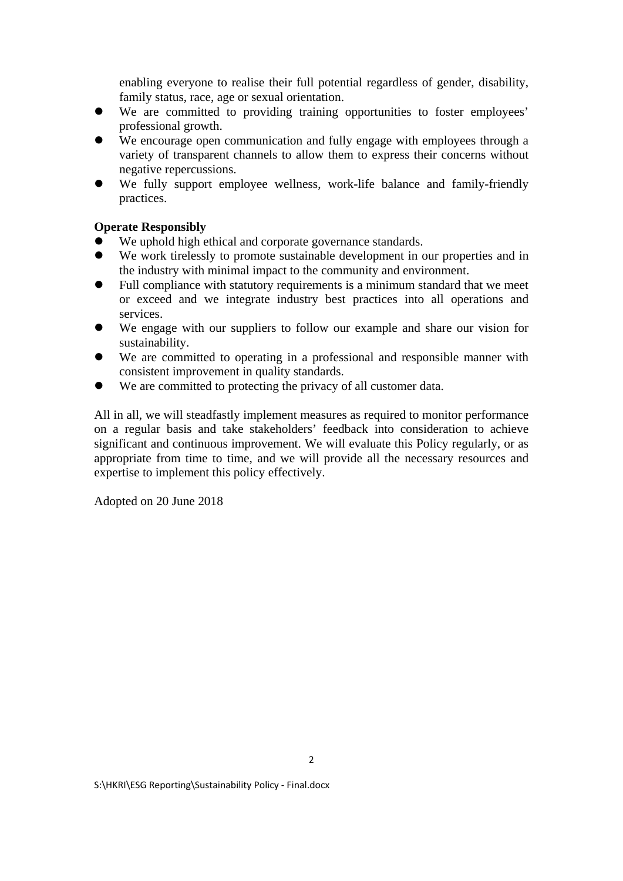enabling everyone to realise their full potential regardless of gender, disability, family status, race, age or sexual orientation.

- We are committed to providing training opportunities to foster employees' professional growth.
- We encourage open communication and fully engage with employees through a variety of transparent channels to allow them to express their concerns without negative repercussions.
- We fully support employee wellness, work-life balance and family-friendly practices.

**Operate Responsibly**

- We uphold high ethical and corporate governance standards.
- We work tirelessly to promote sustainable development in our properties and in the industry with minimal impact to the community and environment.
- Full compliance with statutory requirements is a minimum standard that we meet or exceed and we integrate industry best practices into all operations and services.
- We engage with our suppliers to follow our example and share our vision for sustainability.
- We are committed to operating in a professional and responsible manner with consistent improvement in quality standards.
- We are committed to protecting the privacy of all customer data.

All in all, we will steadfastly implement measures as required to monitor performance on a regular basis and take stakeholders' feedback into consideration to achieve significant and continuous improvement. We will evaluate this Policy regularly, or as appropriate from time to time, and we will provide all the necessary resources and expertise to implement this policy effectively.

Adopted on 20 June 2018